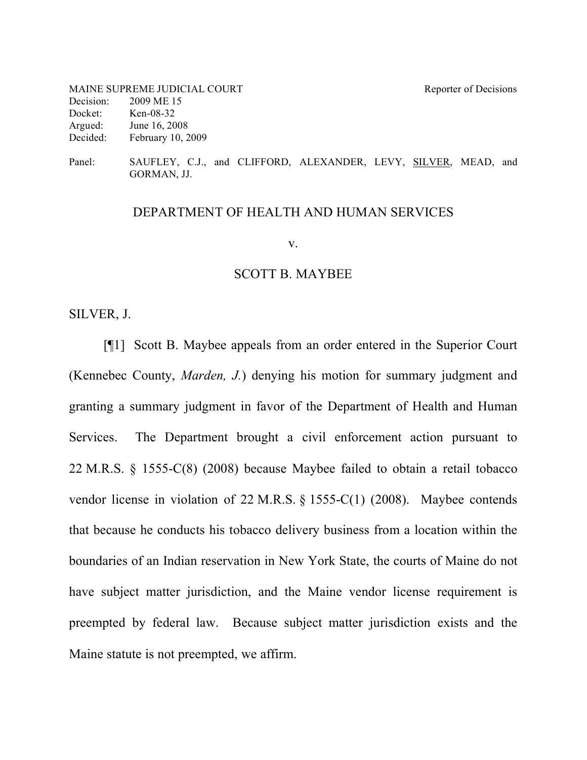MAINE SUPREME JUDICIAL COURT Reporter of Decisions
Decision: 2009 ME 15
Docket: Ken-08-32
Argued: June 16, 2008
Decided: February 10, 2009

Panel: SAUFLEY, C.J., and CLIFFORD, ALEXANDER, LEVY, SILVER, MEAD, and GORMAN, JJ.

DEPARTMENT OF HEALTH AND HUMAN SERVICES

v.

SCOTT B. MAYBEE

SILVER, J.

[¶1] Scott B. Maybee appeals from an order entered in the Superior Court (Kennebec County, *Marden, J.*) denying his motion for summary judgment and granting a summary judgment in favor of the Department of Health and Human Services. The Department brought a civil enforcement action pursuant to 22 M.R.S. § 1555-C(8) (2008) because Maybee failed to obtain a retail tobacco vendor license in violation of 22 M.R.S. § 1555-C(1) (2008). Maybee contends that because he conducts his tobacco delivery business from a location within the boundaries of an Indian reservation in New York State, the courts of Maine do not have subject matter jurisdiction, and the Maine vendor license requirement is preempted by federal law. Because subject matter jurisdiction exists and the Maine statute is not preempted, we affirm.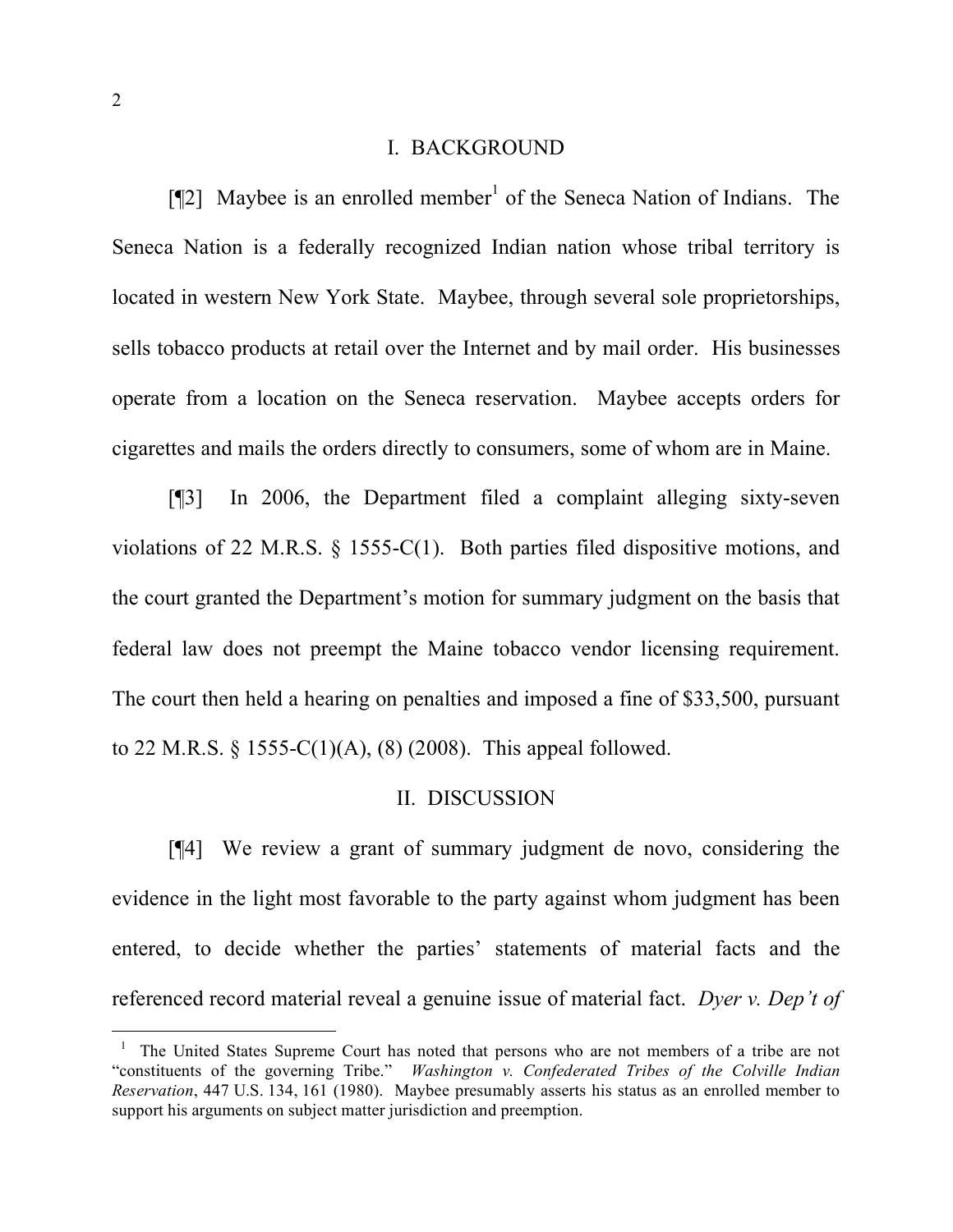## I. BACKGROUND

[¶2] Maybee is an enrolled member[1] of the Seneca Nation of Indians. The Seneca Nation is a federally recognized Indian nation whose tribal territory is located in western New York State. Maybee, through several sole proprietorships, sells tobacco products at retail over the Internet and by mail order. His businesses operate from a location on the Seneca reservation. Maybee accepts orders for cigarettes and mails the orders directly to consumers, some of whom are in Maine.

[¶3] In 2006, the Department filed a complaint alleging sixty-seven violations of 22 M.R.S. § 1555-C(1). Both parties filed dispositive motions, and the court granted the Department's motion for summary judgment on the basis that federal law does not preempt the Maine tobacco vendor licensing requirement. The court then held a hearing on penalties and imposed a fine of $33,500, pursuant to 22 M.R.S. § 1555-C(1)(A), (8) (2008). This appeal followed.

## II. DISCUSSION

[¶4] We review a grant of summary judgment de novo, considering the evidence in the light most favorable to the party against whom judgment has been entered, to decide whether the parties' statements of material facts and the referenced record material reveal a genuine issue of material fact. *Dyer v. Dep't of*

---

[1] The United States Supreme Court has noted that persons who are not members of a tribe are not "constituents of the governing Tribe." *Washington v. Confederated Tribes of the Colville Indian Reservation*, 447 U.S. 134, 161 (1980). Maybee presumably asserts his status as an enrolled member to support his arguments on subject matter jurisdiction and preemption.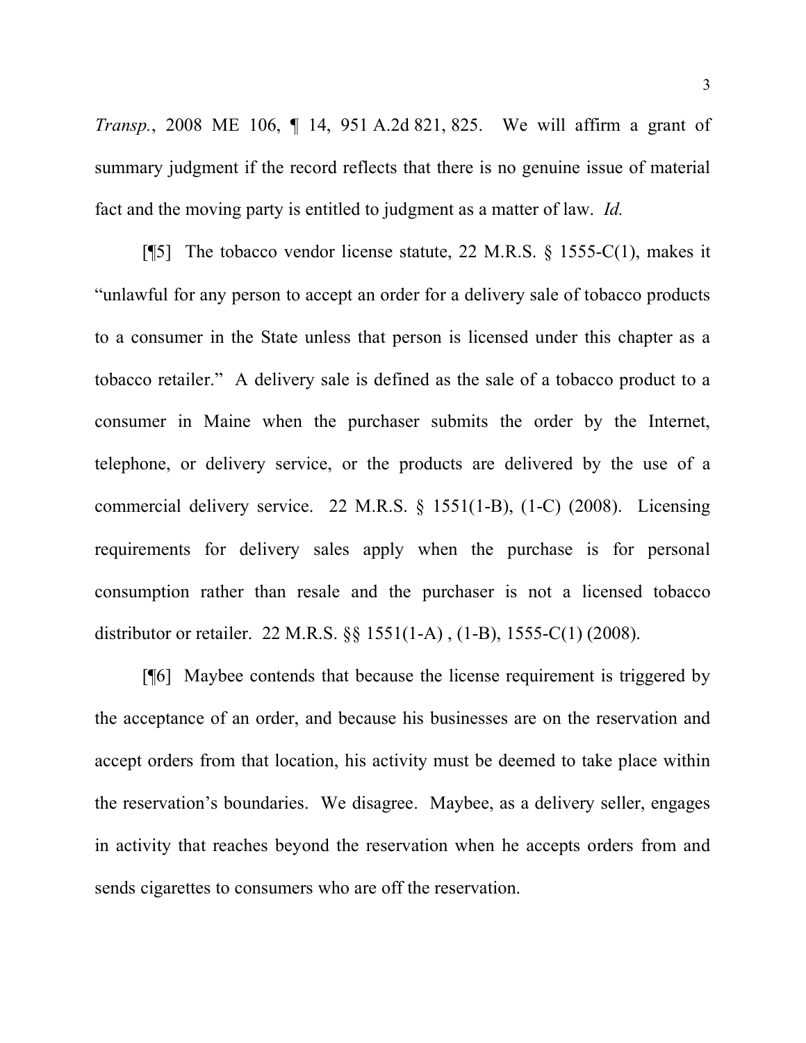*Transp.*, 2008 ME 106, ¶ 14, 951 A.2d 821, 825. We will affirm a grant of summary judgment if the record reflects that there is no genuine issue of material fact and the moving party is entitled to judgment as a matter of law. *Id.*

[¶5] The tobacco vendor license statute, 22 M.R.S. § 1555-C(1), makes it "unlawful for any person to accept an order for a delivery sale of tobacco products to a consumer in the State unless that person is licensed under this chapter as a tobacco retailer." A delivery sale is defined as the sale of a tobacco product to a consumer in Maine when the purchaser submits the order by the Internet, telephone, or delivery service, or the products are delivered by the use of a commercial delivery service. 22 M.R.S. § 1551(1-B), (1-C) (2008). Licensing requirements for delivery sales apply when the purchase is for personal consumption rather than resale and the purchaser is not a licensed tobacco distributor or retailer. 22 M.R.S. §§ 1551(1-A) , (1-B), 1555-C(1) (2008).

[¶6] Maybee contends that because the license requirement is triggered by the acceptance of an order, and because his businesses are on the reservation and accept orders from that location, his activity must be deemed to take place within the reservation's boundaries. We disagree. Maybee, as a delivery seller, engages in activity that reaches beyond the reservation when he accepts orders from and sends cigarettes to consumers who are off the reservation.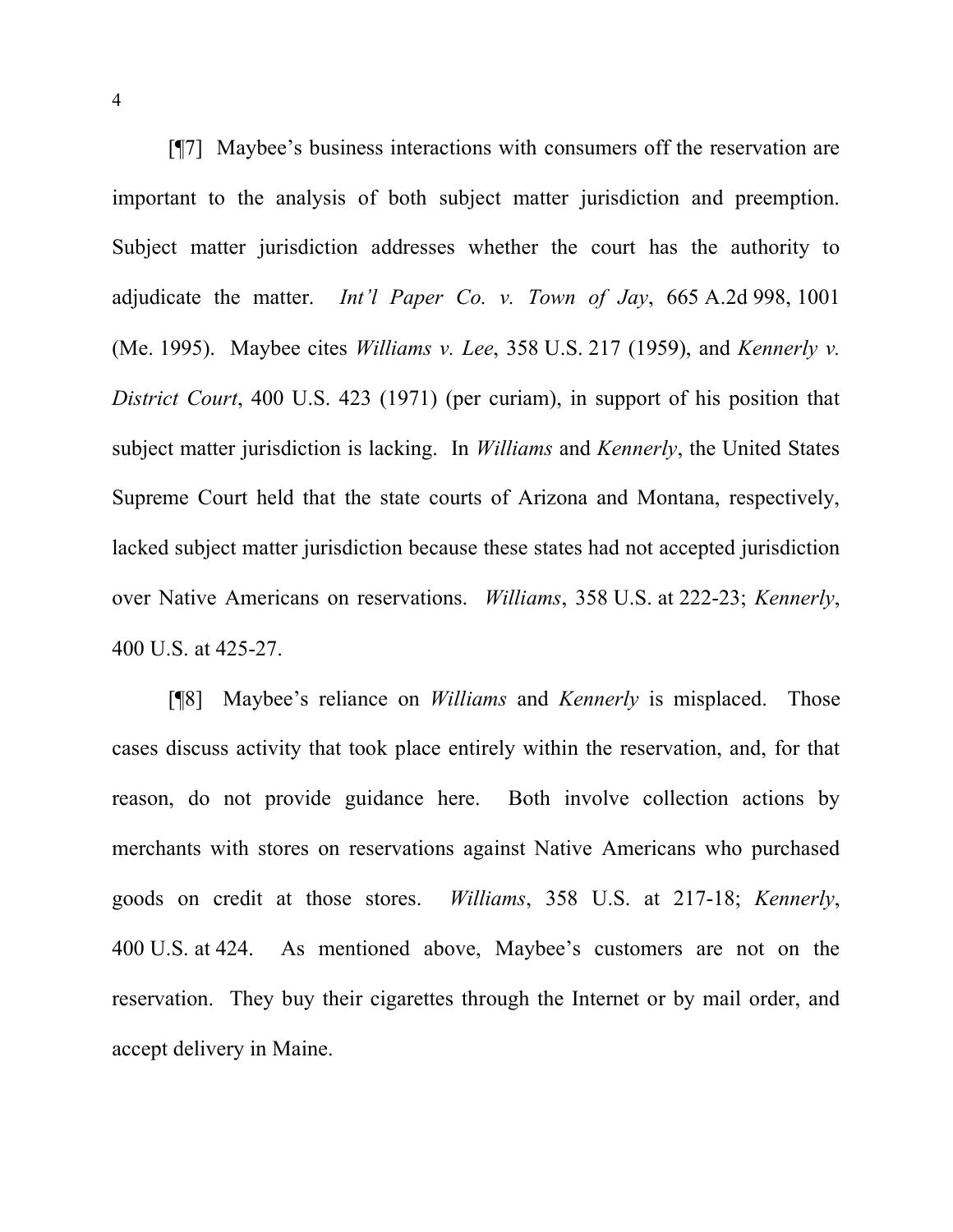[¶7] Maybee's business interactions with consumers off the reservation are important to the analysis of both subject matter jurisdiction and preemption. Subject matter jurisdiction addresses whether the court has the authority to adjudicate the matter. *Int'l Paper Co. v. Town of Jay*, 665 A.2d 998, 1001 (Me. 1995). Maybee cites *Williams v. Lee*, 358 U.S. 217 (1959), and *Kennerly v. District Court*, 400 U.S. 423 (1971) (per curiam), in support of his position that subject matter jurisdiction is lacking. In *Williams* and *Kennerly*, the United States Supreme Court held that the state courts of Arizona and Montana, respectively, lacked subject matter jurisdiction because these states had not accepted jurisdiction over Native Americans on reservations. *Williams*, 358 U.S. at 222-23; *Kennerly*, 400 U.S. at 425-27.

[¶8] Maybee's reliance on *Williams* and *Kennerly* is misplaced. Those cases discuss activity that took place entirely within the reservation, and, for that reason, do not provide guidance here. Both involve collection actions by merchants with stores on reservations against Native Americans who purchased goods on credit at those stores. *Williams*, 358 U.S. at 217-18; *Kennerly*, 400 U.S. at 424. As mentioned above, Maybee's customers are not on the reservation. They buy their cigarettes through the Internet or by mail order, and accept delivery in Maine.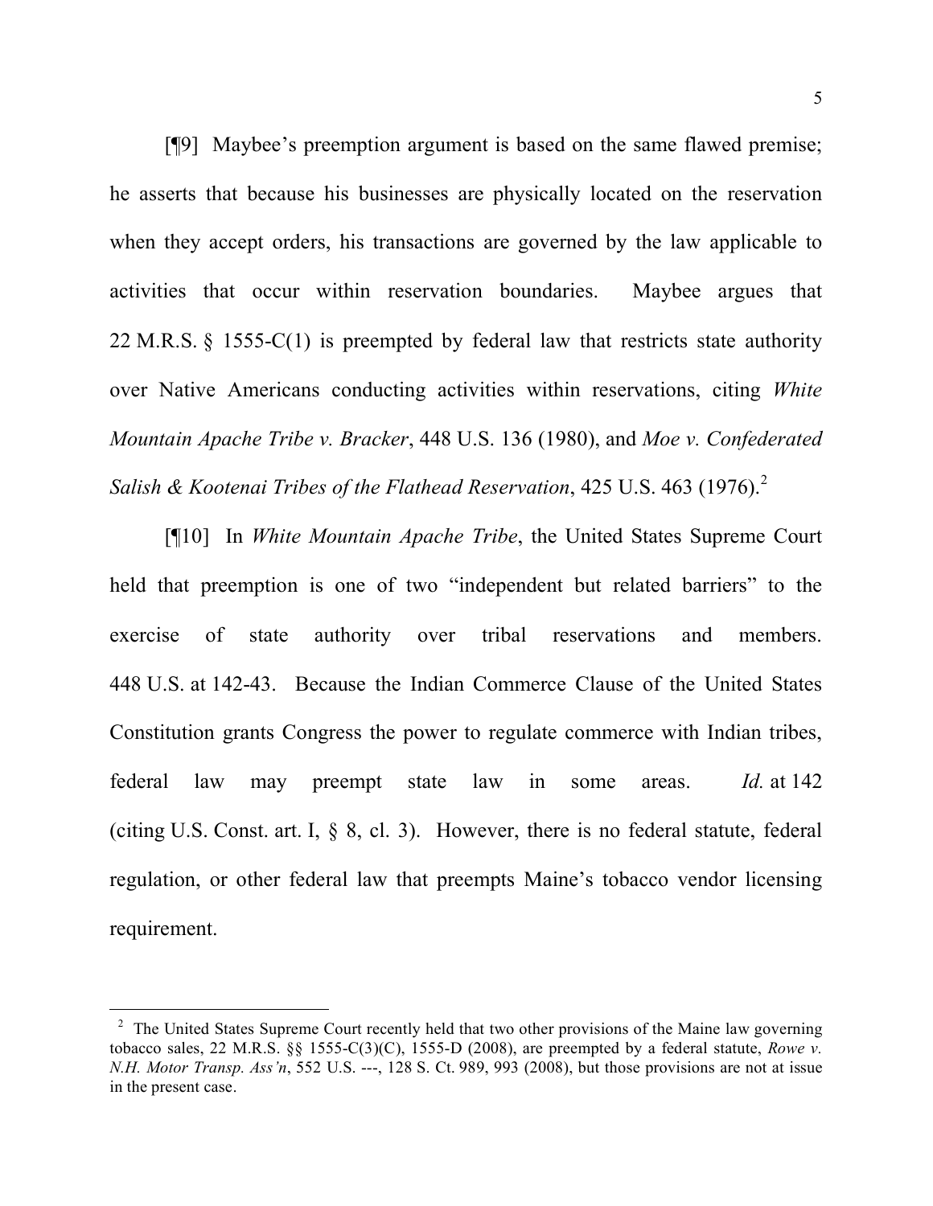[¶9] Maybee's preemption argument is based on the same flawed premise; he asserts that because his businesses are physically located on the reservation when they accept orders, his transactions are governed by the law applicable to activities that occur within reservation boundaries. Maybee argues that 22 M.R.S. § 1555-C(1) is preempted by federal law that restricts state authority over Native Americans conducting activities within reservations, citing *White Mountain Apache Tribe v. Bracker*, 448 U.S. 136 (1980), and *Moe v. Confederated Salish & Kootenai Tribes of the Flathead Reservation*, 425 U.S. 463 (1976).[2]

[¶10] In *White Mountain Apache Tribe*, the United States Supreme Court held that preemption is one of two "independent but related barriers" to the exercise of state authority over tribal reservations and members. 448 U.S. at 142-43. Because the Indian Commerce Clause of the United States Constitution grants Congress the power to regulate commerce with Indian tribes, federal law may preempt state law in some areas. *Id.* at 142 (citing U.S. Const. art. I, § 8, cl. 3). However, there is no federal statute, federal regulation, or other federal law that preempts Maine's tobacco vendor licensing requirement.

---

[2] The United States Supreme Court recently held that two other provisions of the Maine law governing tobacco sales, 22 M.R.S. §§ 1555-C(3)(C), 1555-D (2008), are preempted by a federal statute, *Rowe v. N.H. Motor Transp. Ass'n*, 552 U.S. ---, 128 S. Ct. 989, 993 (2008), but those provisions are not at issue in the present case.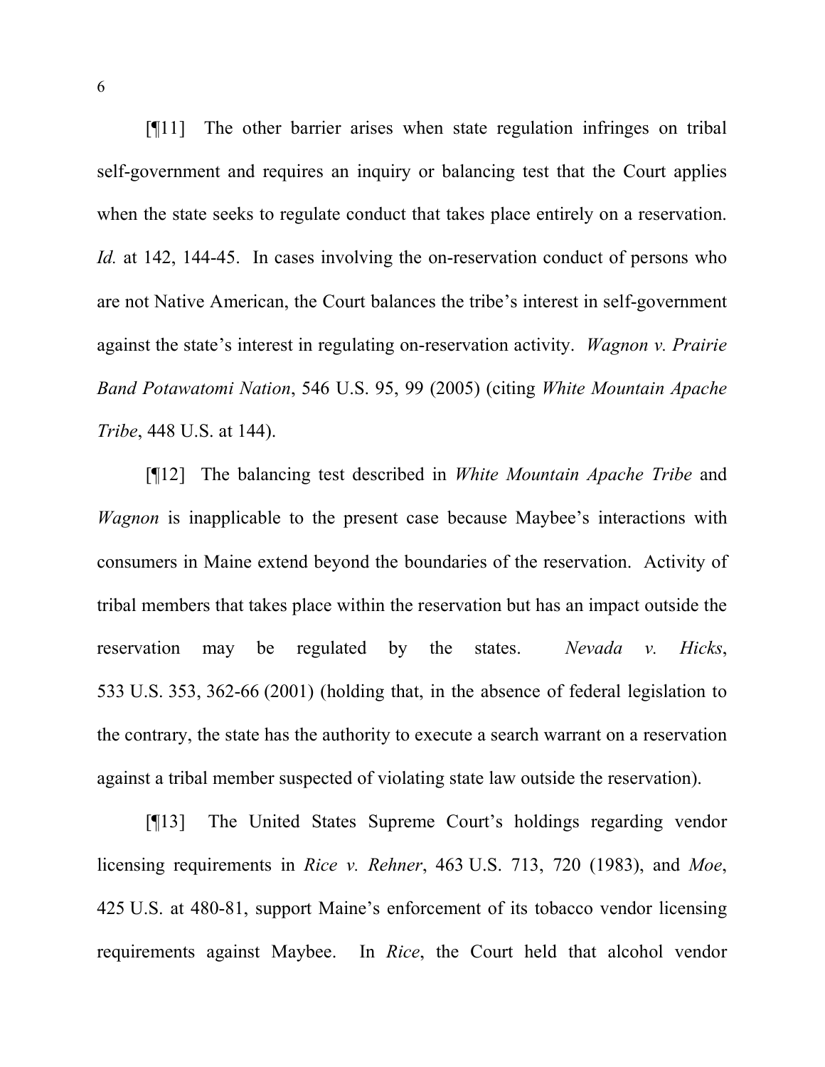[¶11] The other barrier arises when state regulation infringes on tribal self-government and requires an inquiry or balancing test that the Court applies when the state seeks to regulate conduct that takes place entirely on a reservation. *Id.* at 142, 144-45. In cases involving the on-reservation conduct of persons who are not Native American, the Court balances the tribe's interest in self-government against the state's interest in regulating on-reservation activity. *Wagnon v. Prairie Band Potawatomi Nation*, 546 U.S. 95, 99 (2005) (citing *White Mountain Apache Tribe*, 448 U.S. at 144).

[¶12] The balancing test described in *White Mountain Apache Tribe* and *Wagnon* is inapplicable to the present case because Maybee's interactions with consumers in Maine extend beyond the boundaries of the reservation. Activity of tribal members that takes place within the reservation but has an impact outside the reservation may be regulated by the states. *Nevada v. Hicks*, 533 U.S. 353, 362-66 (2001) (holding that, in the absence of federal legislation to the contrary, the state has the authority to execute a search warrant on a reservation against a tribal member suspected of violating state law outside the reservation).

[¶13] The United States Supreme Court's holdings regarding vendor licensing requirements in *Rice v. Rehner*, 463 U.S. 713, 720 (1983), and *Moe*, 425 U.S. at 480-81, support Maine's enforcement of its tobacco vendor licensing requirements against Maybee. In *Rice*, the Court held that alcohol vendor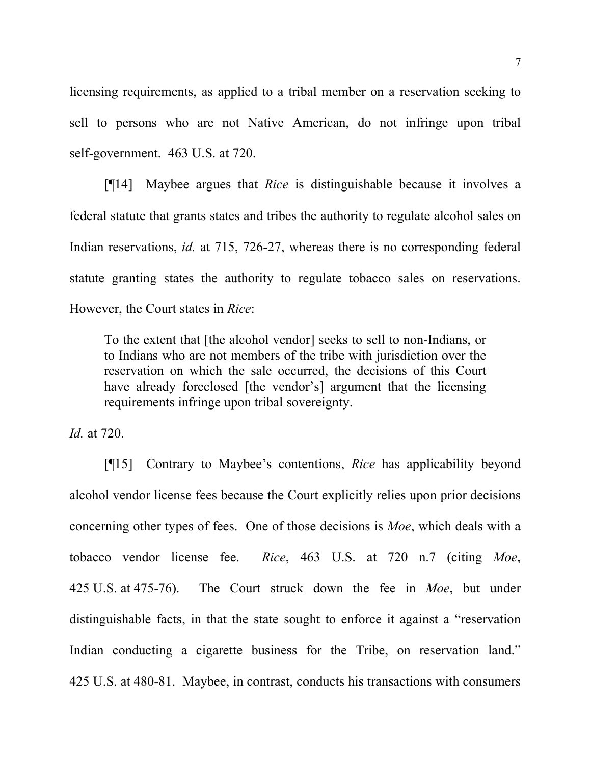licensing requirements, as applied to a tribal member on a reservation seeking to sell to persons who are not Native American, do not infringe upon tribal self-government. 463 U.S. at 720.

[¶14] Maybee argues that *Rice* is distinguishable because it involves a federal statute that grants states and tribes the authority to regulate alcohol sales on Indian reservations, *id.* at 715, 726-27, whereas there is no corresponding federal statute granting states the authority to regulate tobacco sales on reservations. However, the Court states in *Rice*:

> To the extent that [the alcohol vendor] seeks to sell to non-Indians, or to Indians who are not members of the tribe with jurisdiction over the reservation on which the sale occurred, the decisions of this Court have already foreclosed [the vendor's] argument that the licensing requirements infringe upon tribal sovereignty.

*Id.* at 720.

[¶15] Contrary to Maybee's contentions, *Rice* has applicability beyond alcohol vendor license fees because the Court explicitly relies upon prior decisions concerning other types of fees. One of those decisions is *Moe*, which deals with a tobacco vendor license fee. *Rice*, 463 U.S. at 720 n.7 (citing *Moe*, 425 U.S. at 475-76). The Court struck down the fee in *Moe*, but under distinguishable facts, in that the state sought to enforce it against a "reservation Indian conducting a cigarette business for the Tribe, on reservation land." 425 U.S. at 480-81. Maybee, in contrast, conducts his transactions with consumers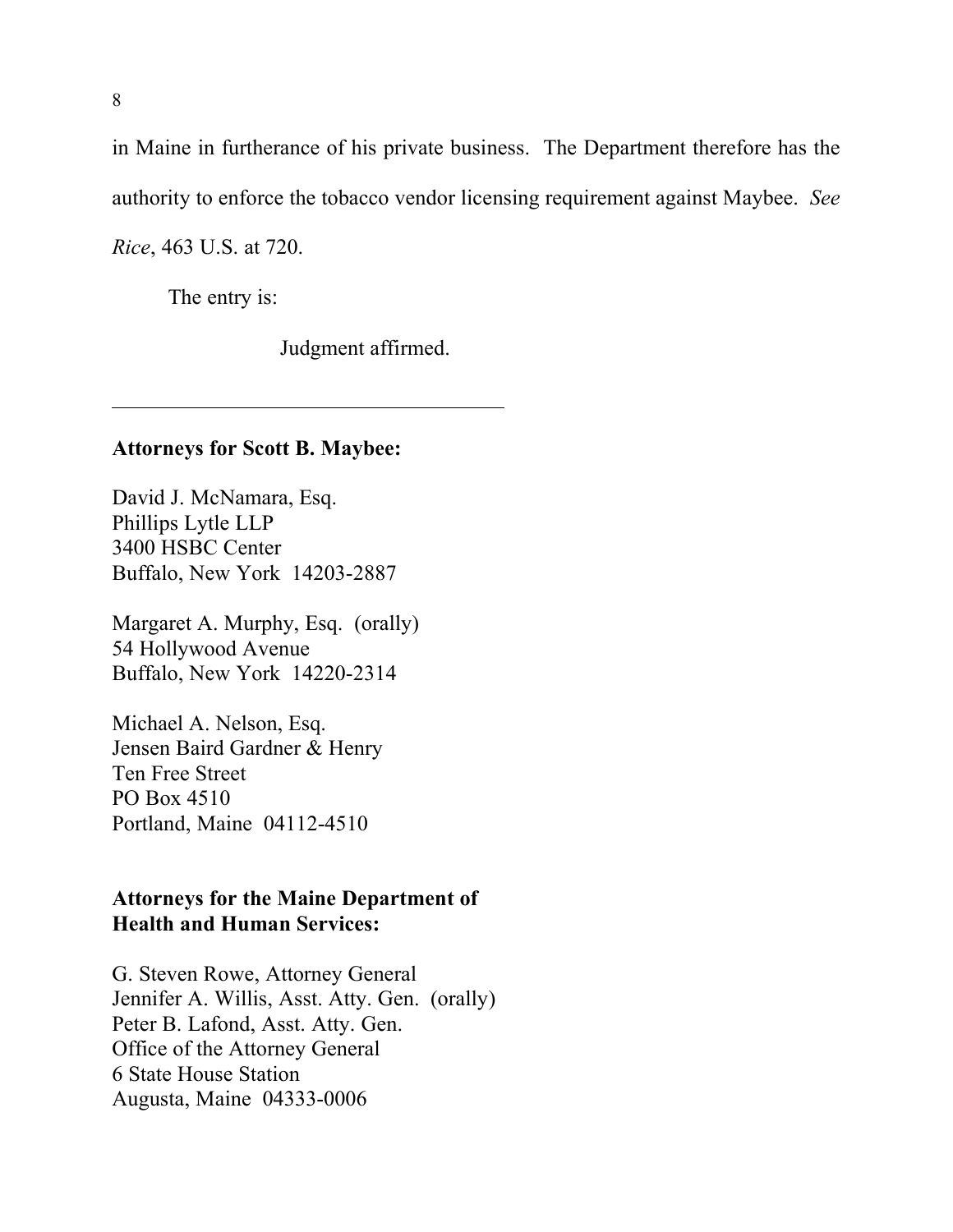in Maine in furtherance of his private business. The Department therefore has the authority to enforce the tobacco vendor licensing requirement against Maybee. *See Rice*, 463 U.S. at 720.

The entry is:

Judgment affirmed.

---

**Attorneys for Scott B. Maybee:**

David J. McNamara, Esq.
Phillips Lytle LLP
3400 HSBC Center
Buffalo, New York 14203-2887

Margaret A. Murphy, Esq. (orally)
54 Hollywood Avenue
Buffalo, New York 14220-2314

Michael A. Nelson, Esq.
Jensen Baird Gardner & Henry
Ten Free Street
PO Box 4510
Portland, Maine 04112-4510

**Attorneys for the Maine Department of Health and Human Services:**

G. Steven Rowe, Attorney General
Jennifer A. Willis, Asst. Atty. Gen. (orally)
Peter B. Lafond, Asst. Atty. Gen.
Office of the Attorney General
6 State House Station
Augusta, Maine 04333-0006